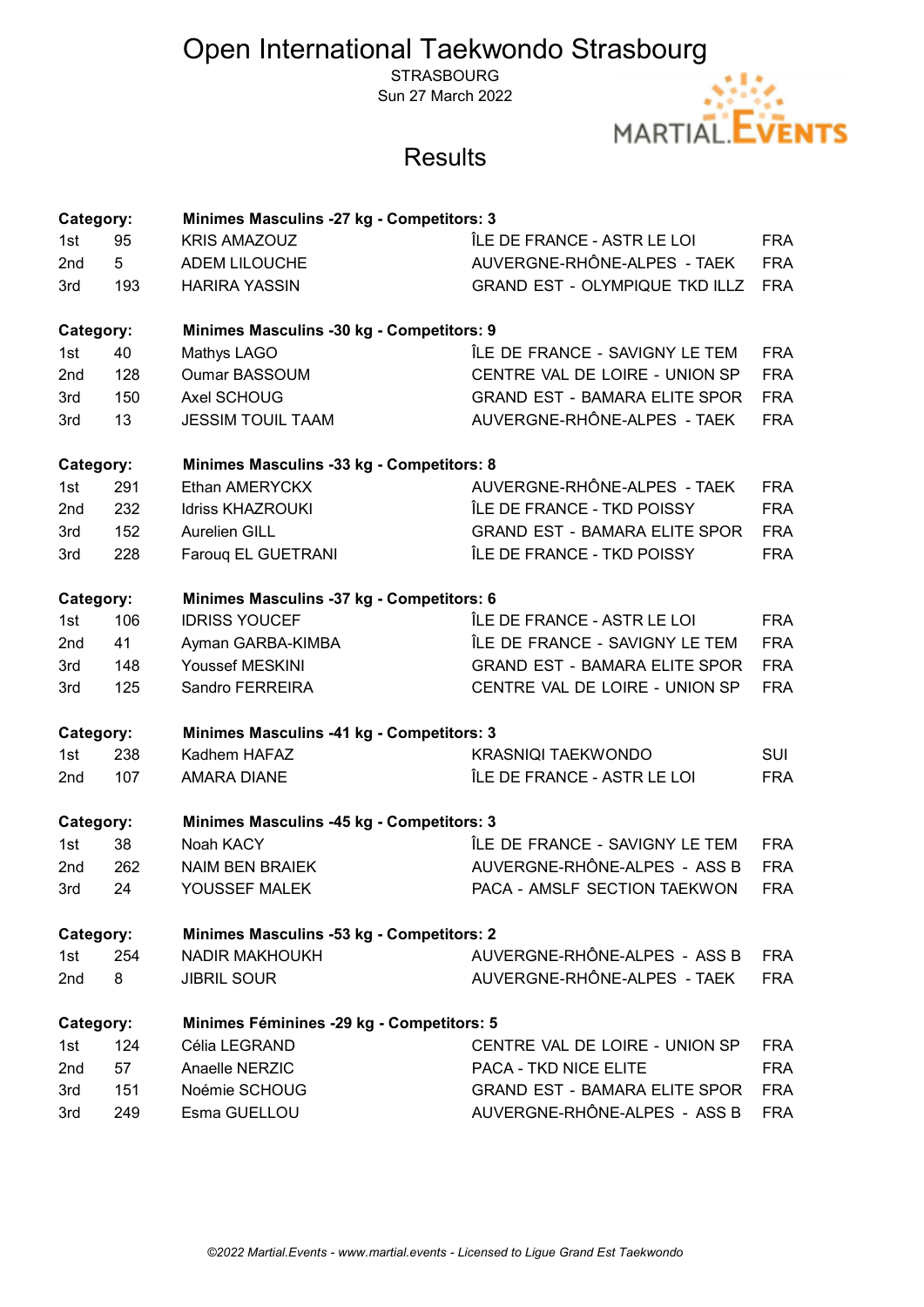# Open International Taekwondo Strasbourg

STRASBOURG
Sun 27 March 2022

MARTIAL.EVENTS

## Results

| Category: | | Minimes Masculins -27 kg - Competitors: 3 | | |
|---|---|---|---|---|
| 1st | 95 | KRIS AMAZOUZ | ÎLE DE FRANCE - ASTR LE LOI | FRA |
| 2nd | 5 | ADEM LILOUCHE | AUVERGNE-RHÔNE-ALPES - TAEK | FRA |
| 3rd | 193 | HARIRA YASSIN | GRAND EST - OLYMPIQUE TKD ILLZ | FRA |

| Category: | | Minimes Masculins -30 kg - Competitors: 9 | | |
|---|---|---|---|---|
| 1st | 40 | Mathys LAGO | ÎLE DE FRANCE - SAVIGNY LE TEM | FRA |
| 2nd | 128 | Oumar BASSOUM | CENTRE VAL DE LOIRE - UNION SP | FRA |
| 3rd | 150 | Axel SCHOUG | GRAND EST - BAMARA ELITE SPOR | FRA |
| 3rd | 13 | JESSIM TOUIL TAAM | AUVERGNE-RHÔNE-ALPES - TAEK | FRA |

| Category: | | Minimes Masculins -33 kg - Competitors: 8 | | |
|---|---|---|---|---|
| 1st | 291 | Ethan AMERYCKX | AUVERGNE-RHÔNE-ALPES - TAEK | FRA |
| 2nd | 232 | Idriss KHAZROUKI | ÎLE DE FRANCE - TKD POISSY | FRA |
| 3rd | 152 | Aurelien GILL | GRAND EST - BAMARA ELITE SPOR | FRA |
| 3rd | 228 | Farouq EL GUETRANI | ÎLE DE FRANCE - TKD POISSY | FRA |

| Category: | | Minimes Masculins -37 kg - Competitors: 6 | | |
|---|---|---|---|---|
| 1st | 106 | IDRISS YOUCEF | ÎLE DE FRANCE - ASTR LE LOI | FRA |
| 2nd | 41 | Ayman GARBA-KIMBA | ÎLE DE FRANCE - SAVIGNY LE TEM | FRA |
| 3rd | 148 | Youssef MESKINI | GRAND EST - BAMARA ELITE SPOR | FRA |
| 3rd | 125 | Sandro FERREIRA | CENTRE VAL DE LOIRE - UNION SP | FRA |

| Category: | | Minimes Masculins -41 kg - Competitors: 3 | | |
|---|---|---|---|---|
| 1st | 238 | Kadhem HAFAZ | KRASNIQI TAEKWONDO | SUI |
| 2nd | 107 | AMARA DIANE | ÎLE DE FRANCE - ASTR LE LOI | FRA |

| Category: | | Minimes Masculins -45 kg - Competitors: 3 | | |
|---|---|---|---|---|
| 1st | 38 | Noah KACY | ÎLE DE FRANCE - SAVIGNY LE TEM | FRA |
| 2nd | 262 | NAIM BEN BRAIEK | AUVERGNE-RHÔNE-ALPES - ASS B | FRA |
| 3rd | 24 | YOUSSEF MALEK | PACA - AMSLF SECTION TAEKWON | FRA |

| Category: | | Minimes Masculins -53 kg - Competitors: 2 | | |
|---|---|---|---|---|
| 1st | 254 | NADIR MAKHOUKH | AUVERGNE-RHÔNE-ALPES - ASS B | FRA |
| 2nd | 8 | JIBRIL SOUR | AUVERGNE-RHÔNE-ALPES - TAEK | FRA |

| Category: | | Minimes Féminines -29 kg - Competitors: 5 | | |
|---|---|---|---|---|
| 1st | 124 | Célia LEGRAND | CENTRE VAL DE LOIRE - UNION SP | FRA |
| 2nd | 57 | Anaelle NERZIC | PACA - TKD NICE ELITE | FRA |
| 3rd | 151 | Noémie SCHOUG | GRAND EST - BAMARA ELITE SPOR | FRA |
| 3rd | 249 | Esma GUELLOU | AUVERGNE-RHÔNE-ALPES - ASS B | FRA |

*©2022 Martial.Events - www.martial.events - Licensed to Ligue Grand Est Taekwondo*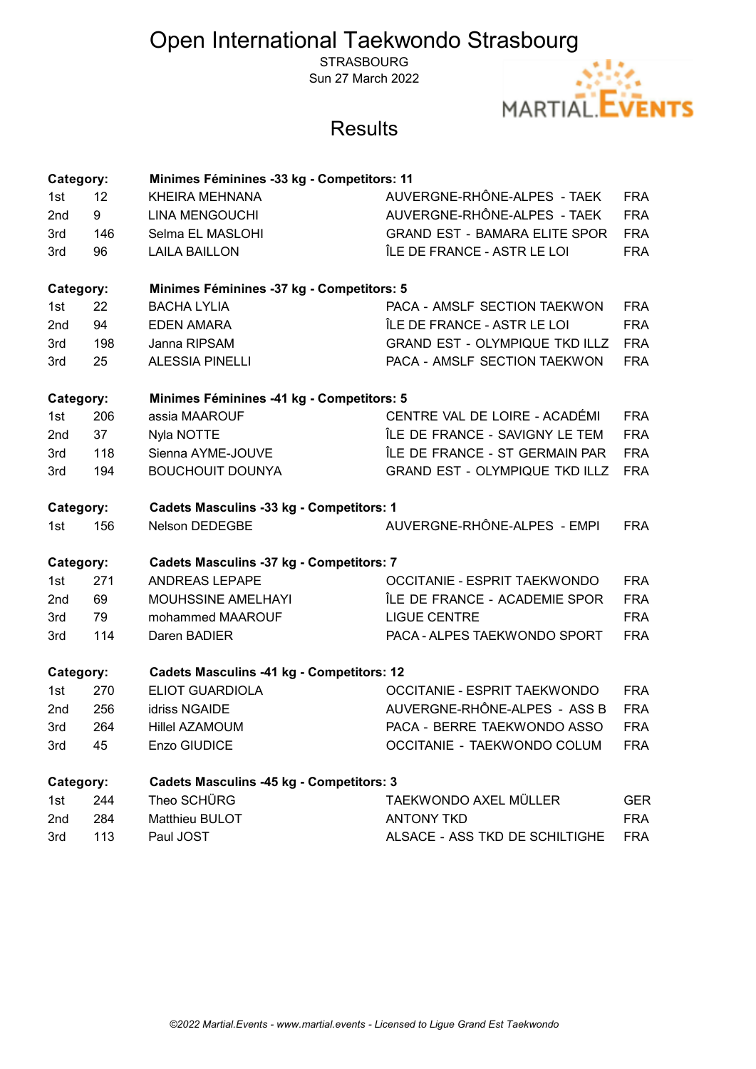# Open International Taekwondo Strasbourg

STRASBOURG
Sun 27 March 2022

## Results

**Category: Minimes Féminines -33 kg - Competitors: 11**

| | | | | |
|---|---|---|---|---|
| 1st | 12 | KHEIRA MEHNANA | AUVERGNE-RHÔNE-ALPES - TAEK | FRA |
| 2nd | 9 | LINA MENGOUCHI | AUVERGNE-RHÔNE-ALPES - TAEK | FRA |
| 3rd | 146 | Selma EL MASLOHI | GRAND EST - BAMARA ELITE SPOR | FRA |
| 3rd | 96 | LAILA BAILLON | ÎLE DE FRANCE - ASTR LE LOI | FRA |

**Category: Minimes Féminines -37 kg - Competitors: 5**

| | | | | |
|---|---|---|---|---|
| 1st | 22 | BACHA LYLIA | PACA - AMSLF SECTION TAEKWON | FRA |
| 2nd | 94 | EDEN AMARA | ÎLE DE FRANCE - ASTR LE LOI | FRA |
| 3rd | 198 | Janna RIPSAM | GRAND EST - OLYMPIQUE TKD ILLZ | FRA |
| 3rd | 25 | ALESSIA PINELLI | PACA - AMSLF SECTION TAEKWON | FRA |

**Category: Minimes Féminines -41 kg - Competitors: 5**

| | | | | |
|---|---|---|---|---|
| 1st | 206 | assia MAAROUF | CENTRE VAL DE LOIRE - ACADÉMI | FRA |
| 2nd | 37 | Nyla NOTTE | ÎLE DE FRANCE - SAVIGNY LE TEM | FRA |
| 3rd | 118 | Sienna AYME-JOUVE | ÎLE DE FRANCE - ST GERMAIN PAR | FRA |
| 3rd | 194 | BOUCHOUIT DOUNYA | GRAND EST - OLYMPIQUE TKD ILLZ | FRA |

**Category: Cadets Masculins -33 kg - Competitors: 1**

| | | | | |
|---|---|---|---|---|
| 1st | 156 | Nelson DEDEGBE | AUVERGNE-RHÔNE-ALPES - EMPI | FRA |

**Category: Cadets Masculins -37 kg - Competitors: 7**

| | | | | |
|---|---|---|---|---|
| 1st | 271 | ANDREAS LEPAPE | OCCITANIE - ESPRIT TAEKWONDO | FRA |
| 2nd | 69 | MOUHSSINE AMELHAYI | ÎLE DE FRANCE - ACADEMIE SPOR | FRA |
| 3rd | 79 | mohammed MAAROUF | LIGUE CENTRE | FRA |
| 3rd | 114 | Daren BADIER | PACA - ALPES TAEKWONDO SPORT | FRA |

**Category: Cadets Masculins -41 kg - Competitors: 12**

| | | | | |
|---|---|---|---|---|
| 1st | 270 | ELIOT GUARDIOLA | OCCITANIE - ESPRIT TAEKWONDO | FRA |
| 2nd | 256 | idriss NGAIDE | AUVERGNE-RHÔNE-ALPES - ASS B | FRA |
| 3rd | 264 | Hillel AZAMOUM | PACA - BERRE TAEKWONDO ASSO | FRA |
| 3rd | 45 | Enzo GIUDICE | OCCITANIE - TAEKWONDO COLUM | FRA |

**Category: Cadets Masculins -45 kg - Competitors: 3**

| | | | | |
|---|---|---|---|---|
| 1st | 244 | Theo SCHÜRG | TAEKWONDO AXEL MÜLLER | GER |
| 2nd | 284 | Matthieu BULOT | ANTONY TKD | FRA |
| 3rd | 113 | Paul JOST | ALSACE - ASS TKD DE SCHILTIGHE | FRA |

*©2022 Martial.Events - www.martial.events - Licensed to Ligue Grand Est Taekwondo*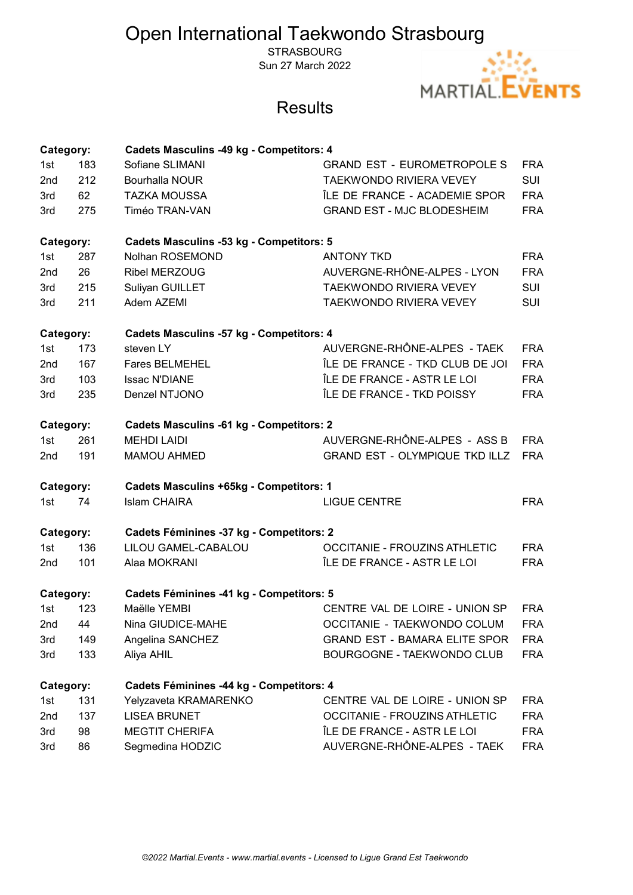# Open International Taekwondo Strasbourg

STRASBOURG
Sun 27 March 2022

MARTIAL.EVENTS

## Results

**Category: Cadets Masculins -49 kg - Competitors: 4**

| | | | | |
|---|---|---|---|---|
| 1st | 183 | Sofiane SLIMANI | GRAND EST - EUROMETROPOLE S | FRA |
| 2nd | 212 | Bourhalla NOUR | TAEKWONDO RIVIERA VEVEY | SUI |
| 3rd | 62 | TAZKA MOUSSA | ÎLE DE FRANCE - ACADEMIE SPOR | FRA |
| 3rd | 275 | Timéo TRAN-VAN | GRAND EST - MJC BLODESHEIM | FRA |

**Category: Cadets Masculins -53 kg - Competitors: 5**

| | | | | |
|---|---|---|---|---|
| 1st | 287 | Nolhan ROSEMOND | ANTONY TKD | FRA |
| 2nd | 26 | Ribel MERZOUG | AUVERGNE-RHÔNE-ALPES - LYON | FRA |
| 3rd | 215 | Suliyan GUILLET | TAEKWONDO RIVIERA VEVEY | SUI |
| 3rd | 211 | Adem AZEMI | TAEKWONDO RIVIERA VEVEY | SUI |

**Category: Cadets Masculins -57 kg - Competitors: 4**

| | | | | |
|---|---|---|---|---|
| 1st | 173 | steven LY | AUVERGNE-RHÔNE-ALPES - TAEK | FRA |
| 2nd | 167 | Fares BELMEHEL | ÎLE DE FRANCE - TKD CLUB DE JOI | FRA |
| 3rd | 103 | Issac N'DIANE | ÎLE DE FRANCE - ASTR LE LOI | FRA |
| 3rd | 235 | Denzel NTJONO | ÎLE DE FRANCE - TKD POISSY | FRA |

**Category: Cadets Masculins -61 kg - Competitors: 2**

| | | | | |
|---|---|---|---|---|
| 1st | 261 | MEHDI LAIDI | AUVERGNE-RHÔNE-ALPES - ASS B | FRA |
| 2nd | 191 | MAMOU AHMED | GRAND EST - OLYMPIQUE TKD ILLZ | FRA |

**Category: Cadets Masculins +65kg - Competitors: 1**

| | | | | |
|---|---|---|---|---|
| 1st | 74 | Islam CHAIRA | LIGUE CENTRE | FRA |

**Category: Cadets Féminines -37 kg - Competitors: 2**

| | | | | |
|---|---|---|---|---|
| 1st | 136 | LILOU GAMEL-CABALOU | OCCITANIE - FROUZINS ATHLETIC | FRA |
| 2nd | 101 | Alaa MOKRANI | ÎLE DE FRANCE - ASTR LE LOI | FRA |

**Category: Cadets Féminines -41 kg - Competitors: 5**

| | | | | |
|---|---|---|---|---|
| 1st | 123 | Maëlle YEMBI | CENTRE VAL DE LOIRE - UNION SP | FRA |
| 2nd | 44 | Nina GIUDICE-MAHE | OCCITANIE - TAEKWONDO COLUM | FRA |
| 3rd | 149 | Angelina SANCHEZ | GRAND EST - BAMARA ELITE SPOR | FRA |
| 3rd | 133 | Aliya AHIL | BOURGOGNE - TAEKWONDO CLUB | FRA |

**Category: Cadets Féminines -44 kg - Competitors: 4**

| | | | | |
|---|---|---|---|---|
| 1st | 131 | Yelyzaveta KRAMARENKO | CENTRE VAL DE LOIRE - UNION SP | FRA |
| 2nd | 137 | LISEA BRUNET | OCCITANIE - FROUZINS ATHLETIC | FRA |
| 3rd | 98 | MEGTIT CHERIFA | ÎLE DE FRANCE - ASTR LE LOI | FRA |
| 3rd | 86 | Segmedina HODZIC | AUVERGNE-RHÔNE-ALPES - TAEK | FRA |

*©2022 Martial.Events - www.martial.events - Licensed to Ligue Grand Est Taekwondo*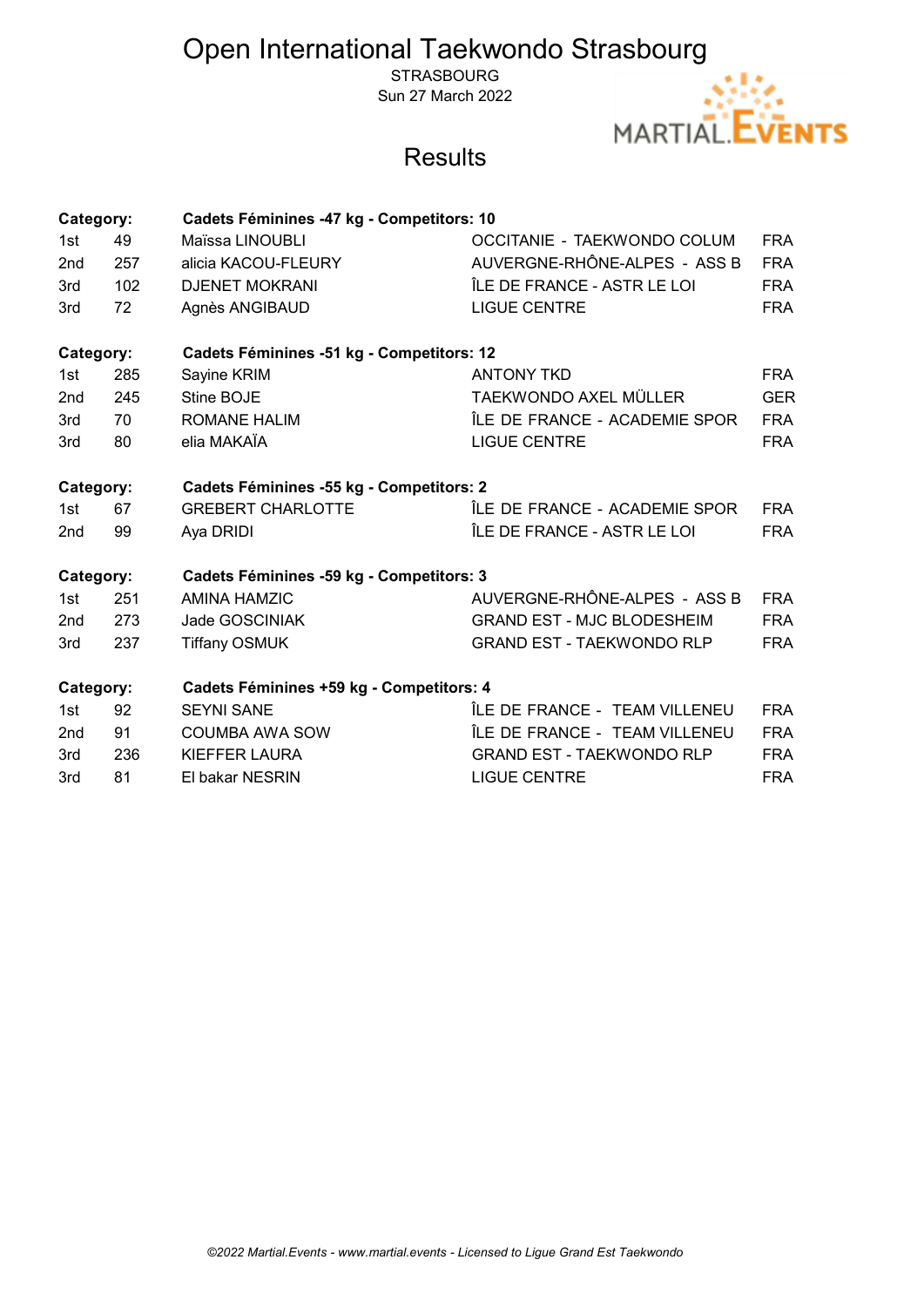# Open International Taekwondo Strasbourg

STRASBOURG
Sun 27 March 2022

## Results

| Category: | | Cadets Féminines -47 kg - Competitors: 10 | | |
|---|---|---|---|---|
| 1st | 49 | Maïssa LINOUBLI | OCCITANIE - TAEKWONDO COLUM | FRA |
| 2nd | 257 | alicia KACOU-FLEURY | AUVERGNE-RHÔNE-ALPES - ASS B | FRA |
| 3rd | 102 | DJENET MOKRANI | ÎLE DE FRANCE - ASTR LE LOI | FRA |
| 3rd | 72 | Agnès ANGIBAUD | LIGUE CENTRE | FRA |

| Category: | | Cadets Féminines -51 kg - Competitors: 12 | | |
|---|---|---|---|---|
| 1st | 285 | Sayine KRIM | ANTONY TKD | FRA |
| 2nd | 245 | Stine BOJE | TAEKWONDO AXEL MÜLLER | GER |
| 3rd | 70 | ROMANE HALIM | ÎLE DE FRANCE - ACADEMIE SPOR | FRA |
| 3rd | 80 | elia MAKAÏA | LIGUE CENTRE | FRA |

| Category: | | Cadets Féminines -55 kg - Competitors: 2 | | |
|---|---|---|---|---|
| 1st | 67 | GREBERT CHARLOTTE | ÎLE DE FRANCE - ACADEMIE SPOR | FRA |
| 2nd | 99 | Aya DRIDI | ÎLE DE FRANCE - ASTR LE LOI | FRA |

| Category: | | Cadets Féminines -59 kg - Competitors: 3 | | |
|---|---|---|---|---|
| 1st | 251 | AMINA HAMZIC | AUVERGNE-RHÔNE-ALPES - ASS B | FRA |
| 2nd | 273 | Jade GOSCINIAK | GRAND EST - MJC BLODESHEIM | FRA |
| 3rd | 237 | Tiffany OSMUK | GRAND EST - TAEKWONDO RLP | FRA |

| Category: | | Cadets Féminines +59 kg - Competitors: 4 | | |
|---|---|---|---|---|
| 1st | 92 | SEYNI SANE | ÎLE DE FRANCE - TEAM VILLENEU | FRA |
| 2nd | 91 | COUMBA AWA SOW | ÎLE DE FRANCE - TEAM VILLENEU | FRA |
| 3rd | 236 | KIEFFER LAURA | GRAND EST - TAEKWONDO RLP | FRA |
| 3rd | 81 | El bakar NESRIN | LIGUE CENTRE | FRA |

*©2022 Martial.Events - www.martial.events - Licensed to Ligue Grand Est Taekwondo*